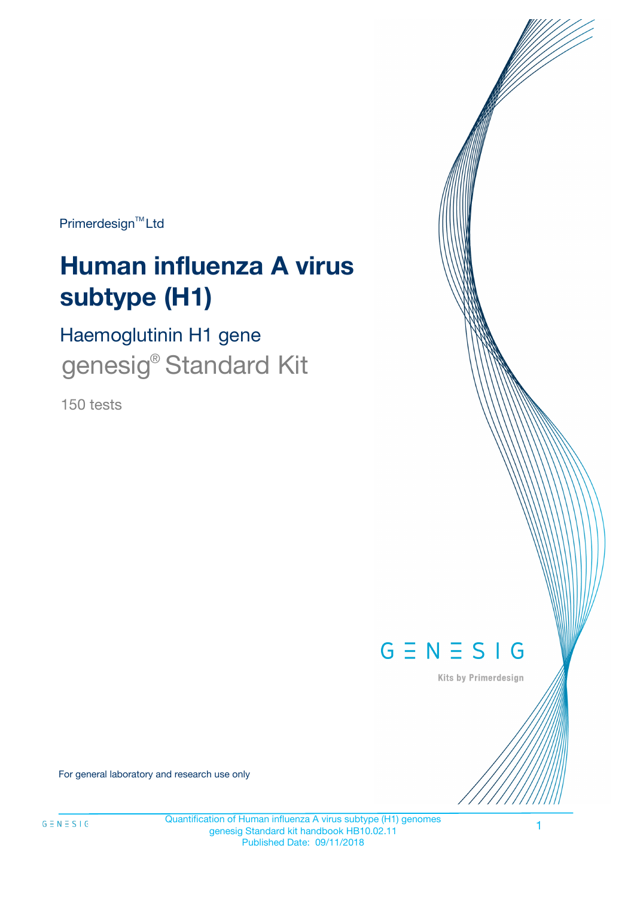Primerdesign™ Ltd

# Human influenza A virus subtype (H1)

## Haemoglutinin H1 gene

genesig® Standard Kit

150 tests

GENESIG

Kits by Primerdesign

For general laboratory and research use only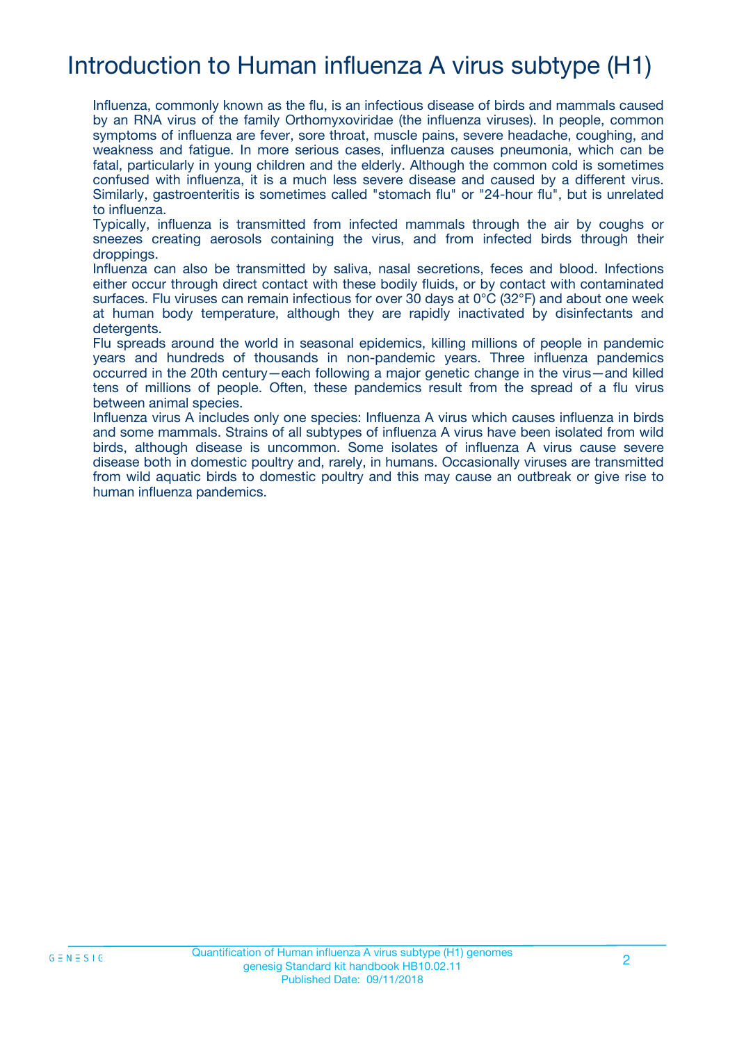# Introduction to Human influenza A virus subtype (H1)

Influenza, commonly known as the flu, is an infectious disease of birds and mammals caused by an RNA virus of the family Orthomyxoviridae (the influenza viruses). In people, common symptoms of influenza are fever, sore throat, muscle pains, severe headache, coughing, and weakness and fatigue. In more serious cases, influenza causes pneumonia, which can be fatal, particularly in young children and the elderly. Although the common cold is sometimes confused with influenza, it is a much less severe disease and caused by a different virus. Similarly, gastroenteritis is sometimes called "stomach flu" or "24-hour flu", but is unrelated to influenza.

Typically, influenza is transmitted from infected mammals through the air by coughs or sneezes creating aerosols containing the virus, and from infected birds through their droppings.

Influenza can also be transmitted by saliva, nasal secretions, feces and blood. Infections either occur through direct contact with these bodily fluids, or by contact with contaminated surfaces. Flu viruses can remain infectious for over 30 days at 0°C (32°F) and about one week at human body temperature, although they are rapidly inactivated by disinfectants and detergents.

Flu spreads around the world in seasonal epidemics, killing millions of people in pandemic years and hundreds of thousands in non-pandemic years. Three influenza pandemics occurred in the 20th century—each following a major genetic change in the virus—and killed tens of millions of people. Often, these pandemics result from the spread of a flu virus between animal species.

Influenza virus A includes only one species: Influenza A virus which causes influenza in birds and some mammals. Strains of all subtypes of influenza A virus have been isolated from wild birds, although disease is uncommon. Some isolates of influenza A virus cause severe disease both in domestic poultry and, rarely, in humans. Occasionally viruses are transmitted from wild aquatic birds to domestic poultry and this may cause an outbreak or give rise to human influenza pandemics.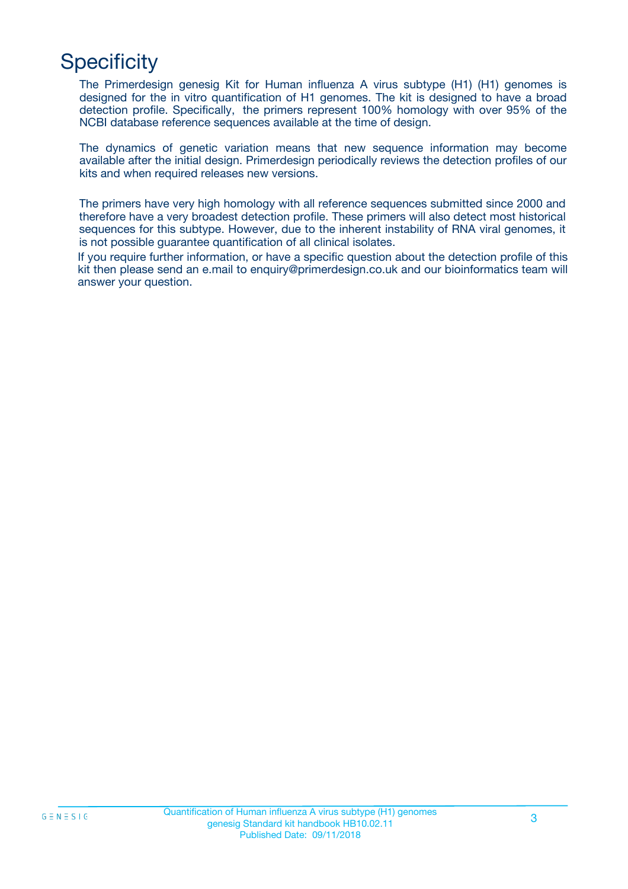# Specificity

The Primerdesign genesig Kit for Human influenza A virus subtype (H1) (H1) genomes is designed for the in vitro quantification of H1 genomes. The kit is designed to have a broad detection profile. Specifically, the primers represent 100% homology with over 95% of the NCBI database reference sequences available at the time of design.

The dynamics of genetic variation means that new sequence information may become available after the initial design. Primerdesign periodically reviews the detection profiles of our kits and when required releases new versions.

The primers have very high homology with all reference sequences submitted since 2000 and therefore have a very broadest detection profile. These primers will also detect most historical sequences for this subtype. However, due to the inherent instability of RNA viral genomes, it is not possible guarantee quantification of all clinical isolates.

If you require further information, or have a specific question about the detection profile of this kit then please send an e.mail to enquiry@primerdesign.co.uk and our bioinformatics team will answer your question.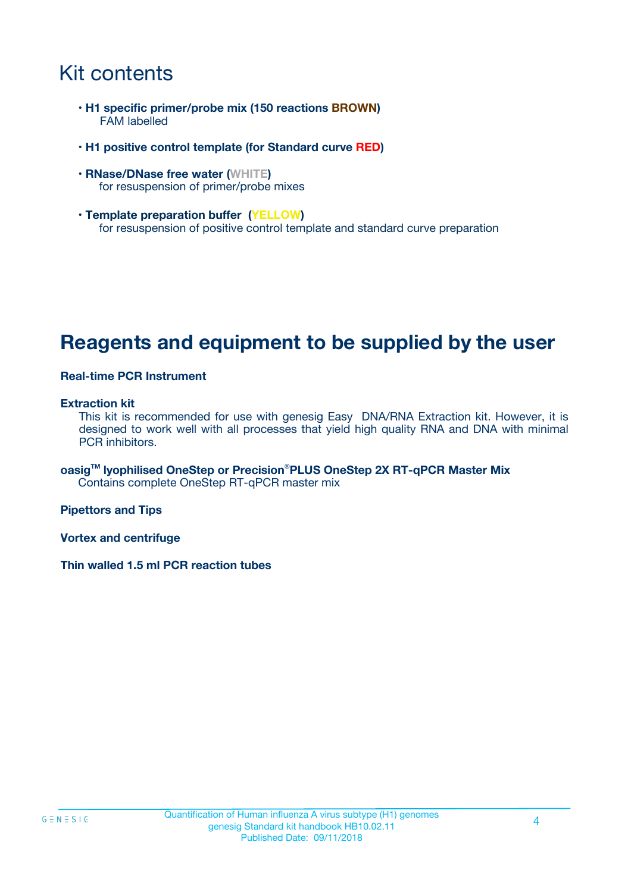# Kit contents

- **H1 specific primer/probe mix (150 reactions BROWN)**
  FAM labelled
- **H1 positive control template (for Standard curve RED)**
- **RNase/DNase free water (WHITE)**
  for resuspension of primer/probe mixes
- **Template preparation buffer (YELLOW)**
  for resuspension of positive control template and standard curve preparation

# Reagents and equipment to be supplied by the user

**Real-time PCR Instrument**

**Extraction kit**
This kit is recommended for use with genesig Easy DNA/RNA Extraction kit. However, it is designed to work well with all processes that yield high quality RNA and DNA with minimal PCR inhibitors.

**oasig™ lyophilised OneStep or Precision®PLUS OneStep 2X RT-qPCR Master Mix**
Contains complete OneStep RT-qPCR master mix

**Pipettors and Tips**

**Vortex and centrifuge**

**Thin walled 1.5 ml PCR reaction tubes**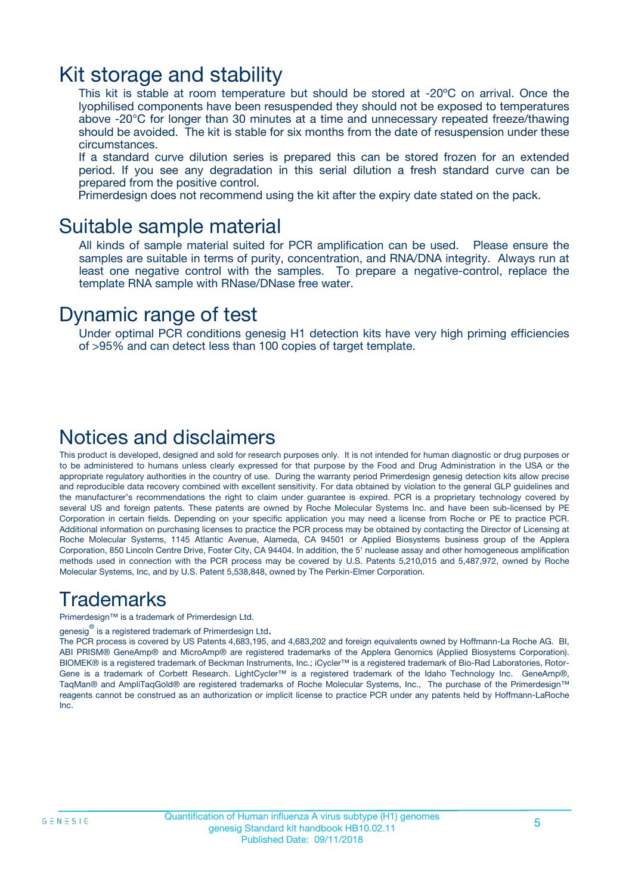# Kit storage and stability

This kit is stable at room temperature but should be stored at -20ºC on arrival. Once the lyophilised components have been resuspended they should not be exposed to temperatures above -20°C for longer than 30 minutes at a time and unnecessary repeated freeze/thawing should be avoided. The kit is stable for six months from the date of resuspension under these circumstances.

If a standard curve dilution series is prepared this can be stored frozen for an extended period. If you see any degradation in this serial dilution a fresh standard curve can be prepared from the positive control.

Primerdesign does not recommend using the kit after the expiry date stated on the pack.

# Suitable sample material

All kinds of sample material suited for PCR amplification can be used. Please ensure the samples are suitable in terms of purity, concentration, and RNA/DNA integrity. Always run at least one negative control with the samples. To prepare a negative-control, replace the template RNA sample with RNase/DNase free water.

# Dynamic range of test

Under optimal PCR conditions genesig H1 detection kits have very high priming efficiencies of >95% and can detect less than 100 copies of target template.

# Notices and disclaimers

This product is developed, designed and sold for research purposes only. It is not intended for human diagnostic or drug purposes or to be administered to humans unless clearly expressed for that purpose by the Food and Drug Administration in the USA or the appropriate regulatory authorities in the country of use. During the warranty period Primerdesign genesig detection kits allow precise and reproducible data recovery combined with excellent sensitivity. For data obtained by violation to the general GLP guidelines and the manufacturer's recommendations the right to claim under guarantee is expired. PCR is a proprietary technology covered by several US and foreign patents. These patents are owned by Roche Molecular Systems Inc. and have been sub-licensed by PE Corporation in certain fields. Depending on your specific application you may need a license from Roche or PE to practice PCR. Additional information on purchasing licenses to practice the PCR process may be obtained by contacting the Director of Licensing at Roche Molecular Systems, 1145 Atlantic Avenue, Alameda, CA 94501 or Applied Biosystems business group of the Applera Corporation, 850 Lincoln Centre Drive, Foster City, CA 94404. In addition, the 5' nuclease assay and other homogeneous amplification methods used in connection with the PCR process may be covered by U.S. Patents 5,210,015 and 5,487,972, owned by Roche Molecular Systems, Inc, and by U.S. Patent 5,538,848, owned by The Perkin-Elmer Corporation.

# Trademarks

Primerdesign™ is a trademark of Primerdesign Ltd.

genesig® is a registered trademark of Primerdesign Ltd.

The PCR process is covered by US Patents 4,683,195, and 4,683,202 and foreign equivalents owned by Hoffmann-La Roche AG. BI, ABI PRISM® GeneAmp® and MicroAmp® are registered trademarks of the Applera Genomics (Applied Biosystems Corporation). BIOMEK® is a registered trademark of Beckman Instruments, Inc.; iCycler™ is a registered trademark of Bio-Rad Laboratories, Rotor-Gene is a trademark of Corbett Research. LightCycler™ is a registered trademark of the Idaho Technology Inc. GeneAmp®, TaqMan® and AmpliTaqGold® are registered trademarks of Roche Molecular Systems, Inc., The purchase of the Primerdesign™ reagents cannot be construed as an authorization or implicit license to practice PCR under any patents held by Hoffmann-LaRoche Inc.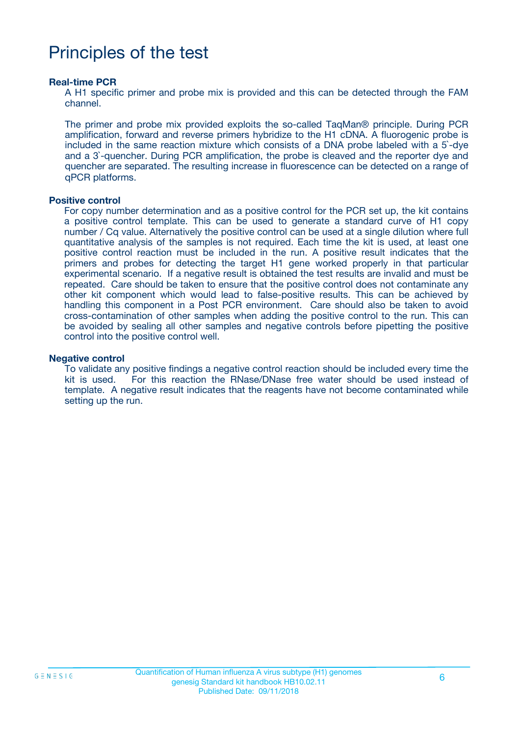# Principles of the test

**Real-time PCR**

A H1 specific primer and probe mix is provided and this can be detected through the FAM channel.

The primer and probe mix provided exploits the so-called TaqMan® principle. During PCR amplification, forward and reverse primers hybridize to the H1 cDNA. A fluorogenic probe is included in the same reaction mixture which consists of a DNA probe labeled with a 5`-dye and a 3`-quencher. During PCR amplification, the probe is cleaved and the reporter dye and quencher are separated. The resulting increase in fluorescence can be detected on a range of qPCR platforms.

**Positive control**

For copy number determination and as a positive control for the PCR set up, the kit contains a positive control template. This can be used to generate a standard curve of H1 copy number / Cq value. Alternatively the positive control can be used at a single dilution where full quantitative analysis of the samples is not required. Each time the kit is used, at least one positive control reaction must be included in the run. A positive result indicates that the primers and probes for detecting the target H1 gene worked properly in that particular experimental scenario. If a negative result is obtained the test results are invalid and must be repeated. Care should be taken to ensure that the positive control does not contaminate any other kit component which would lead to false-positive results. This can be achieved by handling this component in a Post PCR environment. Care should also be taken to avoid cross-contamination of other samples when adding the positive control to the run. This can be avoided by sealing all other samples and negative controls before pipetting the positive control into the positive control well.

**Negative control**

To validate any positive findings a negative control reaction should be included every time the kit is used. For this reaction the RNase/DNase free water should be used instead of template. A negative result indicates that the reagents have not become contaminated while setting up the run.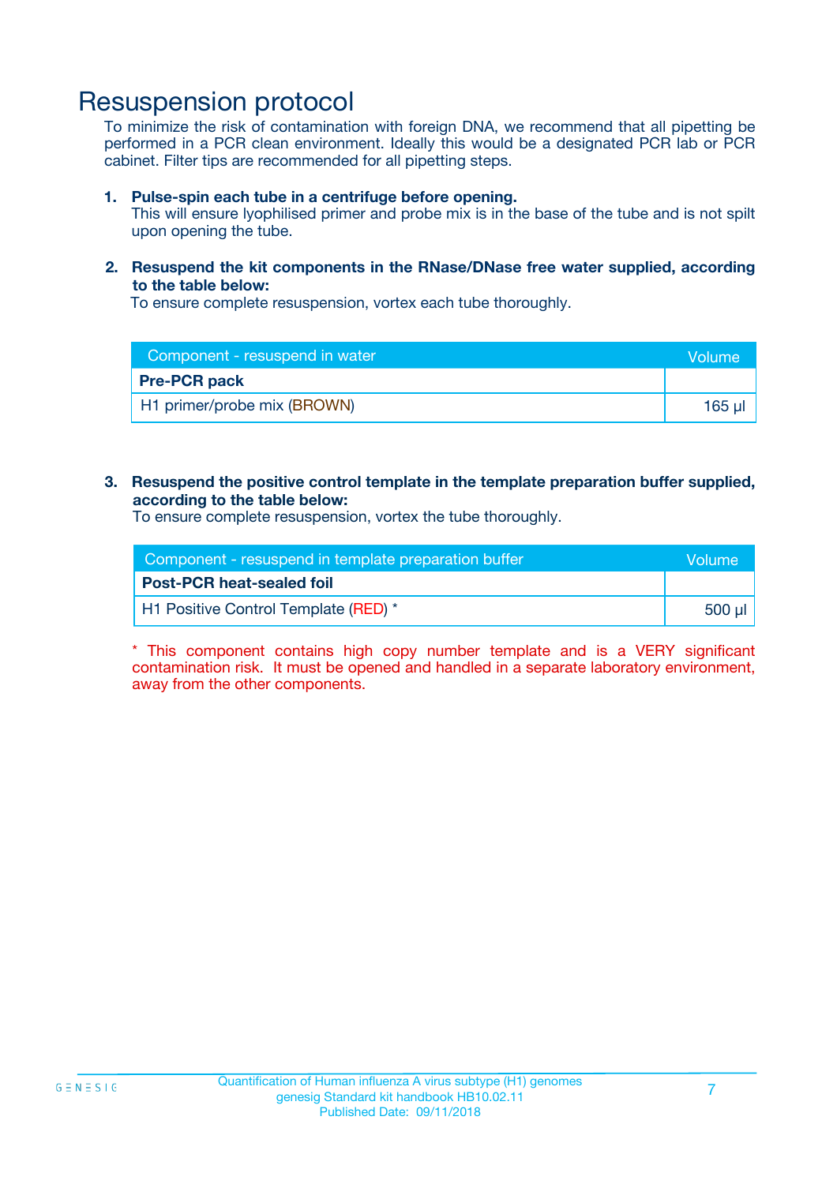# Resuspension protocol

To minimize the risk of contamination with foreign DNA, we recommend that all pipetting be performed in a PCR clean environment. Ideally this would be a designated PCR lab or PCR cabinet. Filter tips are recommended for all pipetting steps.

1. **Pulse-spin each tube in a centrifuge before opening.**
   This will ensure lyophilised primer and probe mix is in the base of the tube and is not spilt upon opening the tube.

2. **Resuspend the kit components in the RNase/DNase free water supplied, according to the table below:**
   To ensure complete resuspension, vortex each tube thoroughly.

| Component - resuspend in water | Volume |
|---|---|
| **Pre-PCR pack** | |
| H1 primer/probe mix (BROWN) | 165 µl |

3. **Resuspend the positive control template in the template preparation buffer supplied, according to the table below:**
   To ensure complete resuspension, vortex the tube thoroughly.

| Component - resuspend in template preparation buffer | Volume |
|---|---|
| **Post-PCR heat-sealed foil** | |
| H1 Positive Control Template (RED) * | 500 µl |

* This component contains high copy number template and is a VERY significant contamination risk. It must be opened and handled in a separate laboratory environment, away from the other components.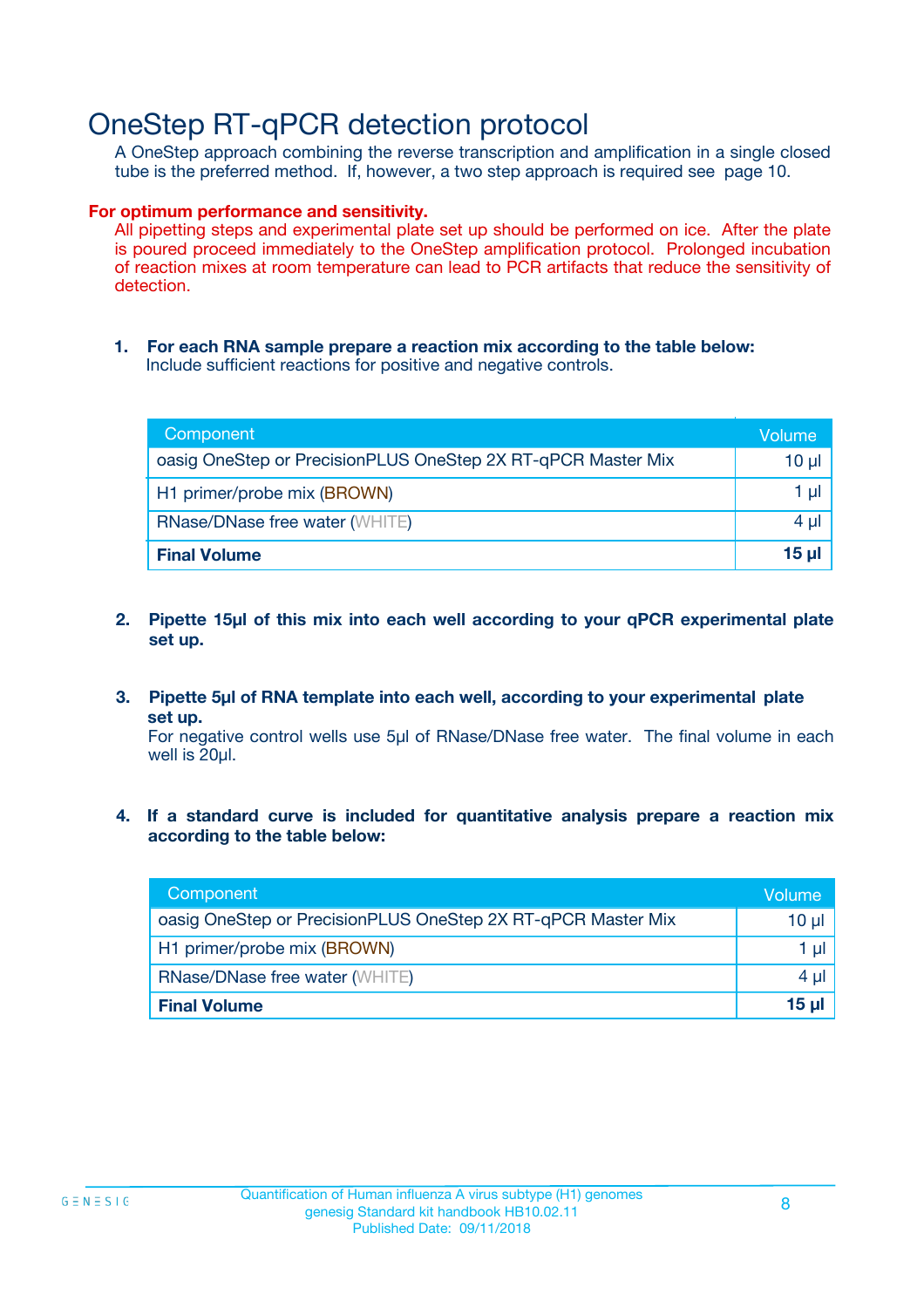# OneStep RT-qPCR detection protocol

A OneStep approach combining the reverse transcription and amplification in a single closed tube is the preferred method. If, however, a two step approach is required see page 10.

**For optimum performance and sensitivity.**

All pipetting steps and experimental plate set up should be performed on ice. After the plate is poured proceed immediately to the OneStep amplification protocol. Prolonged incubation of reaction mixes at room temperature can lead to PCR artifacts that reduce the sensitivity of detection.

1. **For each RNA sample prepare a reaction mix according to the table below:**
   Include sufficient reactions for positive and negative controls.

| Component | Volume |
|---|---|
| oasig OneStep or PrecisionPLUS OneStep 2X RT-qPCR Master Mix | 10 µl |
| H1 primer/probe mix (BROWN) | 1 µl |
| RNase/DNase free water (WHITE) | 4 µl |
| **Final Volume** | **15 µl** |

2. **Pipette 15µl of this mix into each well according to your qPCR experimental plate set up.**

3. **Pipette 5µl of RNA template into each well, according to your experimental plate set up.**
   For negative control wells use 5µl of RNase/DNase free water. The final volume in each well is 20µl.

4. **If a standard curve is included for quantitative analysis prepare a reaction mix according to the table below:**

| Component | Volume |
|---|---|
| oasig OneStep or PrecisionPLUS OneStep 2X RT-qPCR Master Mix | 10 µl |
| H1 primer/probe mix (BROWN) | 1 µl |
| RNase/DNase free water (WHITE) | 4 µl |
| **Final Volume** | **15 µl** |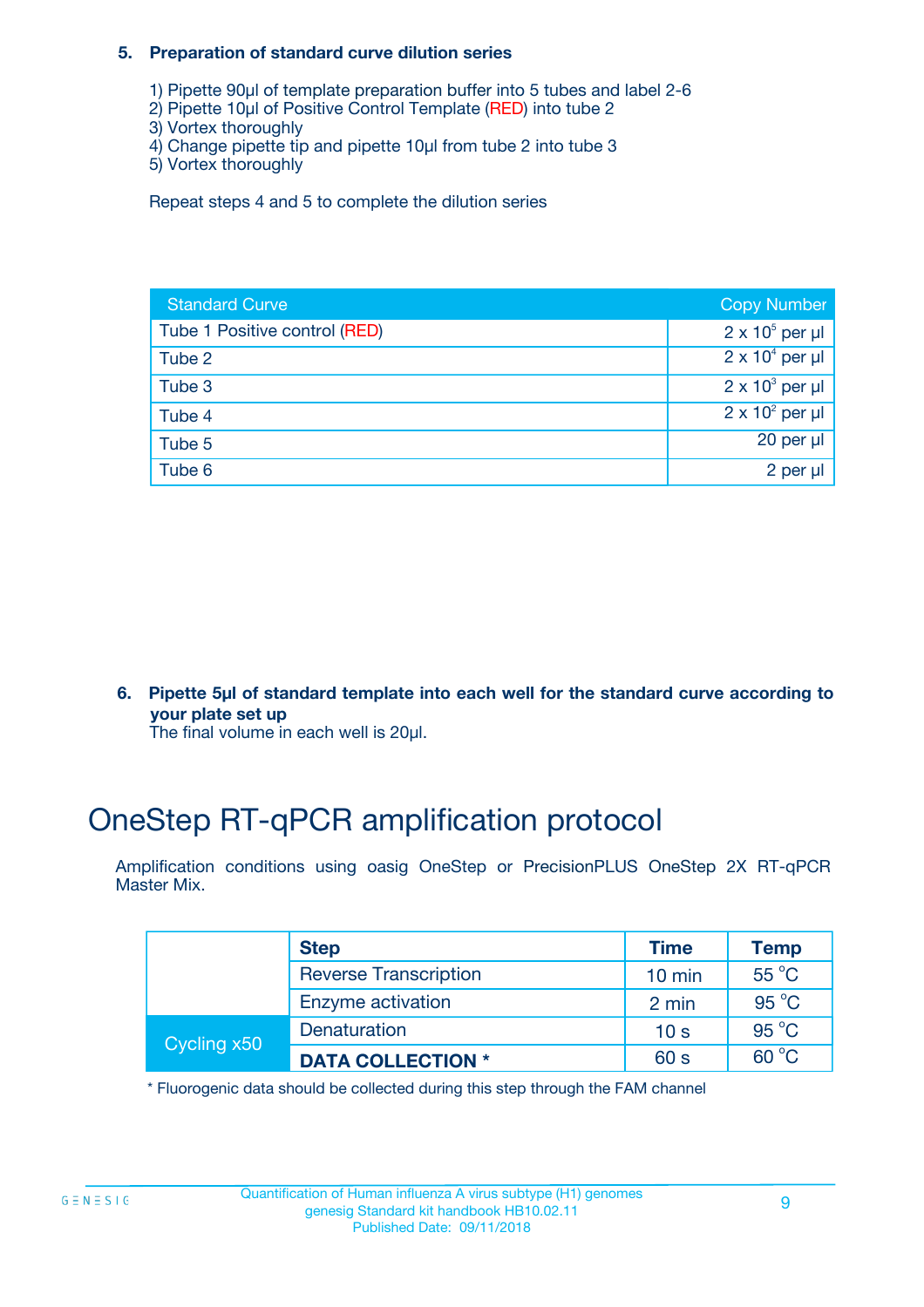### 5. Preparation of standard curve dilution series

1) Pipette 90µl of template preparation buffer into 5 tubes and label 2-6
2) Pipette 10µl of Positive Control Template (RED) into tube 2
3) Vortex thoroughly
4) Change pipette tip and pipette 10µl from tube 2 into tube 3
5) Vortex thoroughly

Repeat steps 4 and 5 to complete the dilution series

| Standard Curve | Copy Number |
|---|---|
| Tube 1 Positive control (RED) | $2 \times 10^5$ per µl |
| Tube 2 | $2 \times 10^4$ per µl |
| Tube 3 | $2 \times 10^3$ per µl |
| Tube 4 | $2 \times 10^2$ per µl |
| Tube 5 | 20 per µl |
| Tube 6 | 2 per µl |

### 6. Pipette 5µl of standard template into each well for the standard curve according to your plate set up

The final volume in each well is 20µl.

# OneStep RT-qPCR amplification protocol

Amplification conditions using oasig OneStep or PrecisionPLUS OneStep 2X RT-qPCR Master Mix.

| | Step | Time | Temp |
|---|---|---|---|
| | Reverse Transcription | 10 min | 55 °C |
| | Enzyme activation | 2 min | 95 °C |
| Cycling x50 | Denaturation | 10 s | 95 °C |
| | **DATA COLLECTION *** | 60 s | 60 °C |

* Fluorogenic data should be collected during this step through the FAM channel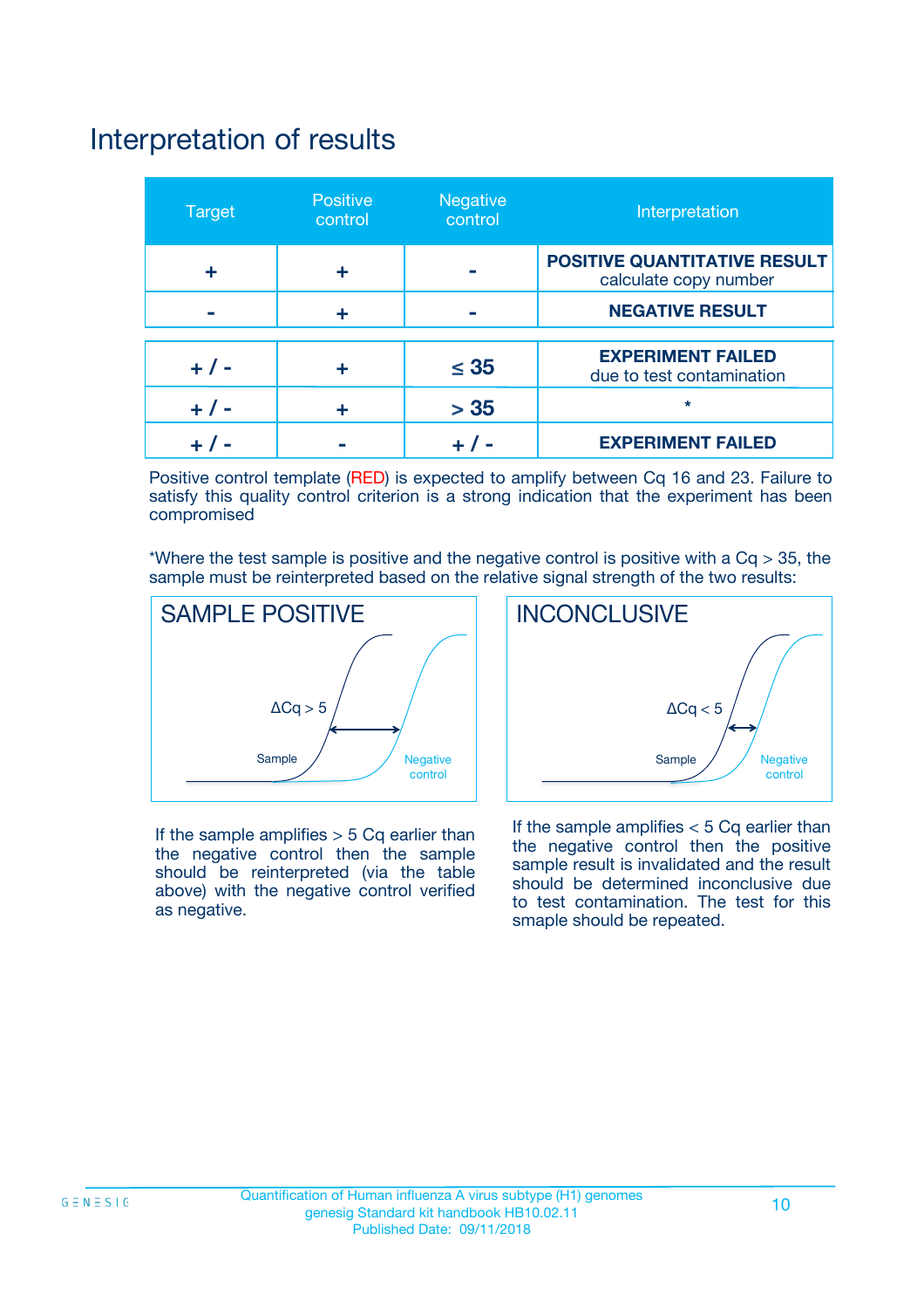# Interpretation of results

| Target | Positive control | Negative control | Interpretation |
|---|---|---|---|
| + | + | - | **POSITIVE QUANTITATIVE RESULT** calculate copy number |
| - | + | - | **NEGATIVE RESULT** |
| + / - | + | ≤ 35 | **EXPERIMENT FAILED** due to test contamination |
| + / - | + | > 35 | * |
| + / - | - | + / - | **EXPERIMENT FAILED** |

Positive control template (RED) is expected to amplify between Cq 16 and 23. Failure to satisfy this quality control criterion is a strong indication that the experiment has been compromised

*Where the test sample is positive and the negative control is positive with a Cq > 35, the sample must be reinterpreted based on the relative signal strength of the two results:

SAMPLE POSITIVE

ΔCq > 5

Sample

Negative control

If the sample amplifies > 5 Cq earlier than the negative control then the sample should be reinterpreted (via the table above) with the negative control verified as negative.

INCONCLUSIVE

ΔCq < 5

Sample

Negative control

If the sample amplifies < 5 Cq earlier than the negative control then the positive sample result is invalidated and the result should be determined inconclusive due to test contamination. The test for this smaple should be repeated.